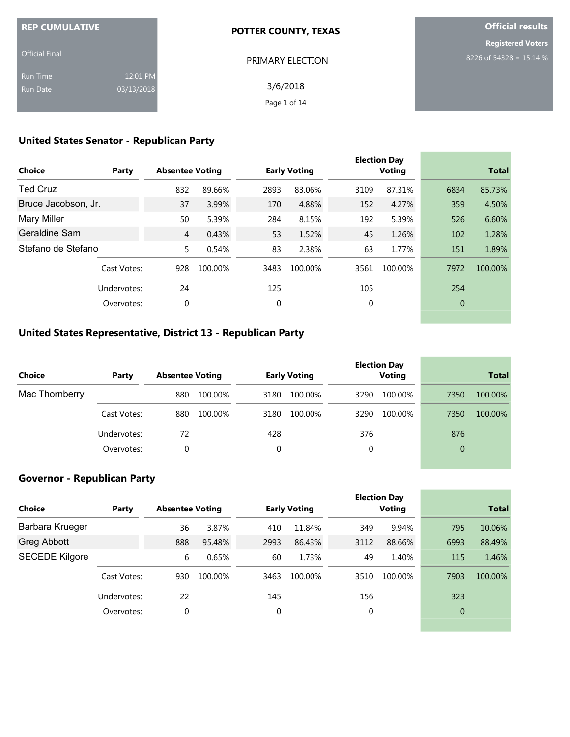**REP CUMULATIVE**

Official Final

Run Time 12:01 PM

Run Date 03/13/2018

**POTTER COUNTY, TEXAS**

PRIMARY ELECTION

3/6/2018

**Official results**

**Registered Voters**

8226 of 54328 = 15.14 %

## United States Senator - Republican Party

| Choice | Party | Absentee Voting | | Early Voting | | Election Day Voting | | Total | |
|---|---|---|---|---|---|---|---|---|---|
| Ted Cruz | | 832 | 89.66% | 2893 | 83.06% | 3109 | 87.31% | 6834 | 85.73% |
| Bruce Jacobson, Jr. | | 37 | 3.99% | 170 | 4.88% | 152 | 4.27% | 359 | 4.50% |
| Mary Miller | | 50 | 5.39% | 284 | 8.15% | 192 | 5.39% | 526 | 6.60% |
| Geraldine Sam | | 4 | 0.43% | 53 | 1.52% | 45 | 1.26% | 102 | 1.28% |
| Stefano de Stefano | | 5 | 0.54% | 83 | 2.38% | 63 | 1.77% | 151 | 1.89% |
| | Cast Votes: | 928 | 100.00% | 3483 | 100.00% | 3561 | 100.00% | 7972 | 100.00% |
| | Undervotes: | 24 | | 125 | | 105 | | 254 | |
| | Overvotes: | 0 | | 0 | | 0 | | 0 | |

## United States Representative, District 13 - Republican Party

| Choice | Party | Absentee Voting | | Early Voting | | Election Day Voting | | Total | |
|---|---|---|---|---|---|---|---|---|---|
| Mac Thornberry | | 880 | 100.00% | 3180 | 100.00% | 3290 | 100.00% | 7350 | 100.00% |
| | Cast Votes: | 880 | 100.00% | 3180 | 100.00% | 3290 | 100.00% | 7350 | 100.00% |
| | Undervotes: | 72 | | 428 | | 376 | | 876 | |
| | Overvotes: | 0 | | 0 | | 0 | | 0 | |

## Governor - Republican Party

| Choice | Party | Absentee Voting | | Early Voting | | Election Day Voting | | Total | |
|---|---|---|---|---|---|---|---|---|---|
| Barbara Krueger | | 36 | 3.87% | 410 | 11.84% | 349 | 9.94% | 795 | 10.06% |
| Greg Abbott | | 888 | 95.48% | 2993 | 86.43% | 3112 | 88.66% | 6993 | 88.49% |
| SECEDE Kilgore | | 6 | 0.65% | 60 | 1.73% | 49 | 1.40% | 115 | 1.46% |
| | Cast Votes: | 930 | 100.00% | 3463 | 100.00% | 3510 | 100.00% | 7903 | 100.00% |
| | Undervotes: | 22 | | 145 | | 156 | | 323 | |
| | Overvotes: | 0 | | 0 | | 0 | | 0 | |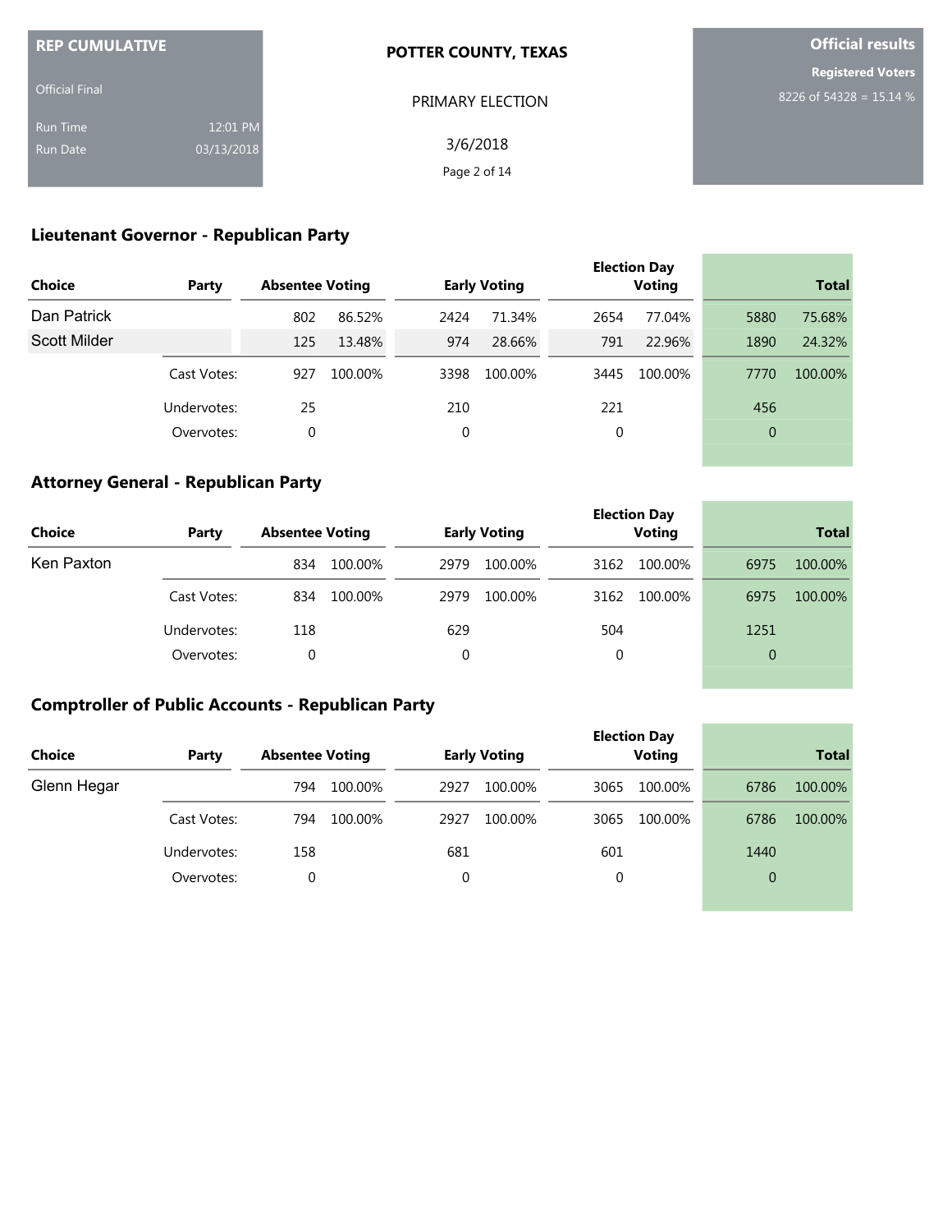**REP CUMULATIVE**

Official Final

Run Time 12:01 PM
Run Date 03/13/2018

**POTTER COUNTY, TEXAS**

PRIMARY ELECTION

3/6/2018

**Official results**

**Registered Voters**

8226 of 54328 = 15.14 %

## Lieutenant Governor - Republican Party

| Choice | Party | Absentee Voting | | Early Voting | | Election Day Voting | | Total | |
|---|---|---|---|---|---|---|---|---|---|
| Dan Patrick | | 802 | 86.52% | 2424 | 71.34% | 2654 | 77.04% | 5880 | 75.68% |
| Scott Milder | | 125 | 13.48% | 974 | 28.66% | 791 | 22.96% | 1890 | 24.32% |
| | Cast Votes: | 927 | 100.00% | 3398 | 100.00% | 3445 | 100.00% | 7770 | 100.00% |
| | Undervotes: | 25 | | 210 | | 221 | | 456 | |
| | Overvotes: | 0 | | 0 | | 0 | | 0 | |

## Attorney General - Republican Party

| Choice | Party | Absentee Voting | | Early Voting | | Election Day Voting | | Total | |
|---|---|---|---|---|---|---|---|---|---|
| Ken Paxton | | 834 | 100.00% | 2979 | 100.00% | 3162 | 100.00% | 6975 | 100.00% |
| | Cast Votes: | 834 | 100.00% | 2979 | 100.00% | 3162 | 100.00% | 6975 | 100.00% |
| | Undervotes: | 118 | | 629 | | 504 | | 1251 | |
| | Overvotes: | 0 | | 0 | | 0 | | 0 | |

## Comptroller of Public Accounts - Republican Party

| Choice | Party | Absentee Voting | | Early Voting | | Election Day Voting | | Total | |
|---|---|---|---|---|---|---|---|---|---|
| Glenn Hegar | | 794 | 100.00% | 2927 | 100.00% | 3065 | 100.00% | 6786 | 100.00% |
| | Cast Votes: | 794 | 100.00% | 2927 | 100.00% | 3065 | 100.00% | 6786 | 100.00% |
| | Undervotes: | 158 | | 681 | | 601 | | 1440 | |
| | Overvotes: | 0 | | 0 | | 0 | | 0 | |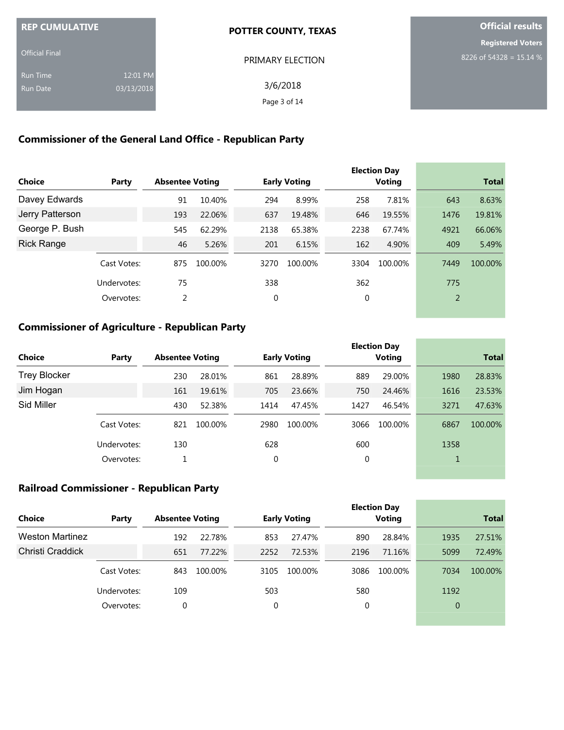**REP CUMULATIVE**

Official Final

Run Time 12:01 PM
Run Date 03/13/2018

**POTTER COUNTY, TEXAS**

PRIMARY ELECTION

3/6/2018

**Official results**

**Registered Voters**

8226 of 54328 = 15.14 %

## Commissioner of the General Land Office - Republican Party

| Choice | Party | Absentee Voting | | Early Voting | | Election Day Voting | | Total | |
|---|---|---|---|---|---|---|---|---|---|
| Davey Edwards | | 91 | 10.40% | 294 | 8.99% | 258 | 7.81% | 643 | 8.63% |
| Jerry Patterson | | 193 | 22.06% | 637 | 19.48% | 646 | 19.55% | 1476 | 19.81% |
| George P. Bush | | 545 | 62.29% | 2138 | 65.38% | 2238 | 67.74% | 4921 | 66.06% |
| Rick Range | | 46 | 5.26% | 201 | 6.15% | 162 | 4.90% | 409 | 5.49% |
| | Cast Votes: | 875 | 100.00% | 3270 | 100.00% | 3304 | 100.00% | 7449 | 100.00% |
| | Undervotes: | 75 | | 338 | | 362 | | 775 | |
| | Overvotes: | 2 | | 0 | | 0 | | 2 | |

## Commissioner of Agriculture - Republican Party

| Choice | Party | Absentee Voting | | Early Voting | | Election Day Voting | | Total | |
|---|---|---|---|---|---|---|---|---|---|
| Trey Blocker | | 230 | 28.01% | 861 | 28.89% | 889 | 29.00% | 1980 | 28.83% |
| Jim Hogan | | 161 | 19.61% | 705 | 23.66% | 750 | 24.46% | 1616 | 23.53% |
| Sid Miller | | 430 | 52.38% | 1414 | 47.45% | 1427 | 46.54% | 3271 | 47.63% |
| | Cast Votes: | 821 | 100.00% | 2980 | 100.00% | 3066 | 100.00% | 6867 | 100.00% |
| | Undervotes: | 130 | | 628 | | 600 | | 1358 | |
| | Overvotes: | 1 | | 0 | | 0 | | 1 | |

## Railroad Commissioner - Republican Party

| Choice | Party | Absentee Voting | | Early Voting | | Election Day Voting | | Total | |
|---|---|---|---|---|---|---|---|---|---|
| Weston Martinez | | 192 | 22.78% | 853 | 27.47% | 890 | 28.84% | 1935 | 27.51% |
| Christi Craddick | | 651 | 77.22% | 2252 | 72.53% | 2196 | 71.16% | 5099 | 72.49% |
| | Cast Votes: | 843 | 100.00% | 3105 | 100.00% | 3086 | 100.00% | 7034 | 100.00% |
| | Undervotes: | 109 | | 503 | | 580 | | 1192 | |
| | Overvotes: | 0 | | 0 | | 0 | | 0 | |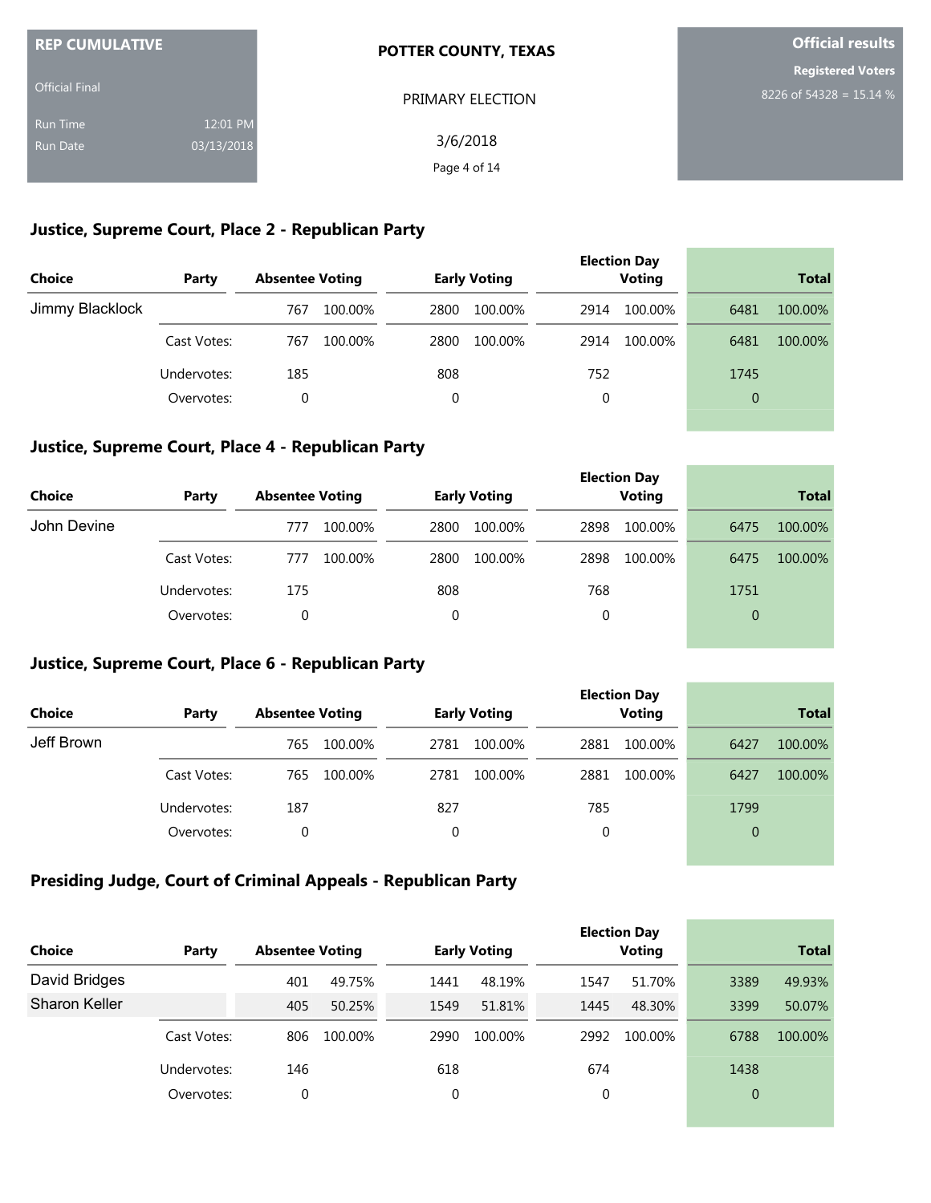| REP CUMULATIVE | |
|---|---|
| Official Final | |
| Run Time | 12:01 PM |
| Run Date | 03/13/2018 |

**POTTER COUNTY, TEXAS**

PRIMARY ELECTION

3/6/2018

**Official results**

**Registered Voters**

8226 of 54328 = 15.14 %

## Justice, Supreme Court, Place 2 - Republican Party

| Choice | Party | Absentee Voting | | Early Voting | | Election Day Voting | | Total | |
|---|---|---|---|---|---|---|---|---|---|
| Jimmy Blacklock | | 767 | 100.00% | 2800 | 100.00% | 2914 | 100.00% | 6481 | 100.00% |
| | Cast Votes: | 767 | 100.00% | 2800 | 100.00% | 2914 | 100.00% | 6481 | 100.00% |
| | Undervotes: | 185 | | 808 | | 752 | | 1745 | |
| | Overvotes: | 0 | | 0 | | 0 | | 0 | |

## Justice, Supreme Court, Place 4 - Republican Party

| Choice | Party | Absentee Voting | | Early Voting | | Election Day Voting | | Total | |
|---|---|---|---|---|---|---|---|---|---|
| John Devine | | 777 | 100.00% | 2800 | 100.00% | 2898 | 100.00% | 6475 | 100.00% |
| | Cast Votes: | 777 | 100.00% | 2800 | 100.00% | 2898 | 100.00% | 6475 | 100.00% |
| | Undervotes: | 175 | | 808 | | 768 | | 1751 | |
| | Overvotes: | 0 | | 0 | | 0 | | 0 | |

## Justice, Supreme Court, Place 6 - Republican Party

| Choice | Party | Absentee Voting | | Early Voting | | Election Day Voting | | Total | |
|---|---|---|---|---|---|---|---|---|---|
| Jeff Brown | | 765 | 100.00% | 2781 | 100.00% | 2881 | 100.00% | 6427 | 100.00% |
| | Cast Votes: | 765 | 100.00% | 2781 | 100.00% | 2881 | 100.00% | 6427 | 100.00% |
| | Undervotes: | 187 | | 827 | | 785 | | 1799 | |
| | Overvotes: | 0 | | 0 | | 0 | | 0 | |

## Presiding Judge, Court of Criminal Appeals - Republican Party

| Choice | Party | Absentee Voting | | Early Voting | | Election Day Voting | | Total | |
|---|---|---|---|---|---|---|---|---|---|
| David Bridges | | 401 | 49.75% | 1441 | 48.19% | 1547 | 51.70% | 3389 | 49.93% |
| Sharon Keller | | 405 | 50.25% | 1549 | 51.81% | 1445 | 48.30% | 3399 | 50.07% |
| | Cast Votes: | 806 | 100.00% | 2990 | 100.00% | 2992 | 100.00% | 6788 | 100.00% |
| | Undervotes: | 146 | | 618 | | 674 | | 1438 | |
| | Overvotes: | 0 | | 0 | | 0 | | 0 | |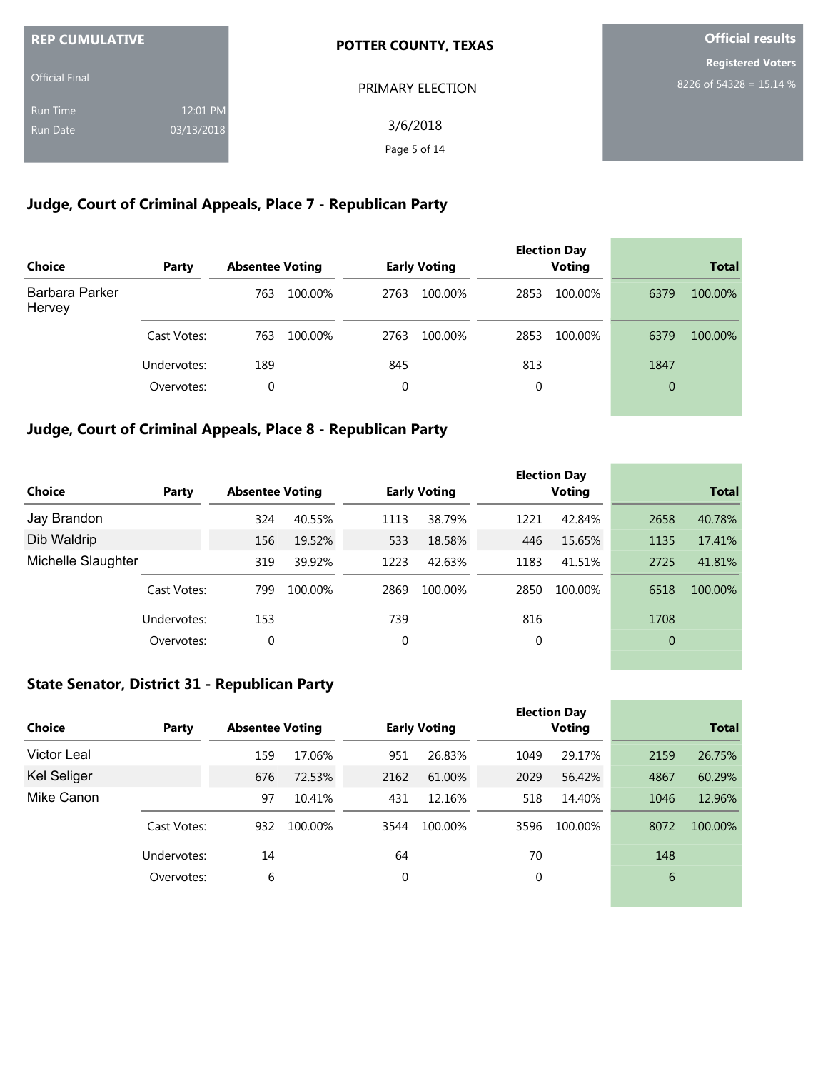**REP CUMULATIVE**

Official Final

Run Time 12:01 PM

Run Date 03/13/2018

**POTTER COUNTY, TEXAS**

PRIMARY ELECTION

3/6/2018

**Official results**

**Registered Voters**

8226 of 54328 = 15.14 %

## Judge, Court of Criminal Appeals, Place 7 - Republican Party

| Choice | Party | Absentee Voting | | Early Voting | | Election Day Voting | | Total | |
|---|---|---|---|---|---|---|---|---|---|
| Barbara Parker Hervey | | 763 | 100.00% | 2763 | 100.00% | 2853 | 100.00% | 6379 | 100.00% |
| | Cast Votes: | 763 | 100.00% | 2763 | 100.00% | 2853 | 100.00% | 6379 | 100.00% |
| | Undervotes: | 189 | | 845 | | 813 | | 1847 | |
| | Overvotes: | 0 | | 0 | | 0 | | 0 | |

## Judge, Court of Criminal Appeals, Place 8 - Republican Party

| Choice | Party | Absentee Voting | | Early Voting | | Election Day Voting | | Total | |
|---|---|---|---|---|---|---|---|---|---|
| Jay Brandon | | 324 | 40.55% | 1113 | 38.79% | 1221 | 42.84% | 2658 | 40.78% |
| Dib Waldrip | | 156 | 19.52% | 533 | 18.58% | 446 | 15.65% | 1135 | 17.41% |
| Michelle Slaughter | | 319 | 39.92% | 1223 | 42.63% | 1183 | 41.51% | 2725 | 41.81% |
| | Cast Votes: | 799 | 100.00% | 2869 | 100.00% | 2850 | 100.00% | 6518 | 100.00% |
| | Undervotes: | 153 | | 739 | | 816 | | 1708 | |
| | Overvotes: | 0 | | 0 | | 0 | | 0 | |

## State Senator, District 31 - Republican Party

| Choice | Party | Absentee Voting | | Early Voting | | Election Day Voting | | Total | |
|---|---|---|---|---|---|---|---|---|---|
| Victor Leal | | 159 | 17.06% | 951 | 26.83% | 1049 | 29.17% | 2159 | 26.75% |
| Kel Seliger | | 676 | 72.53% | 2162 | 61.00% | 2029 | 56.42% | 4867 | 60.29% |
| Mike Canon | | 97 | 10.41% | 431 | 12.16% | 518 | 14.40% | 1046 | 12.96% |
| | Cast Votes: | 932 | 100.00% | 3544 | 100.00% | 3596 | 100.00% | 8072 | 100.00% |
| | Undervotes: | 14 | | 64 | | 70 | | 148 | |
| | Overvotes: | 6 | | 0 | | 0 | | 6 | |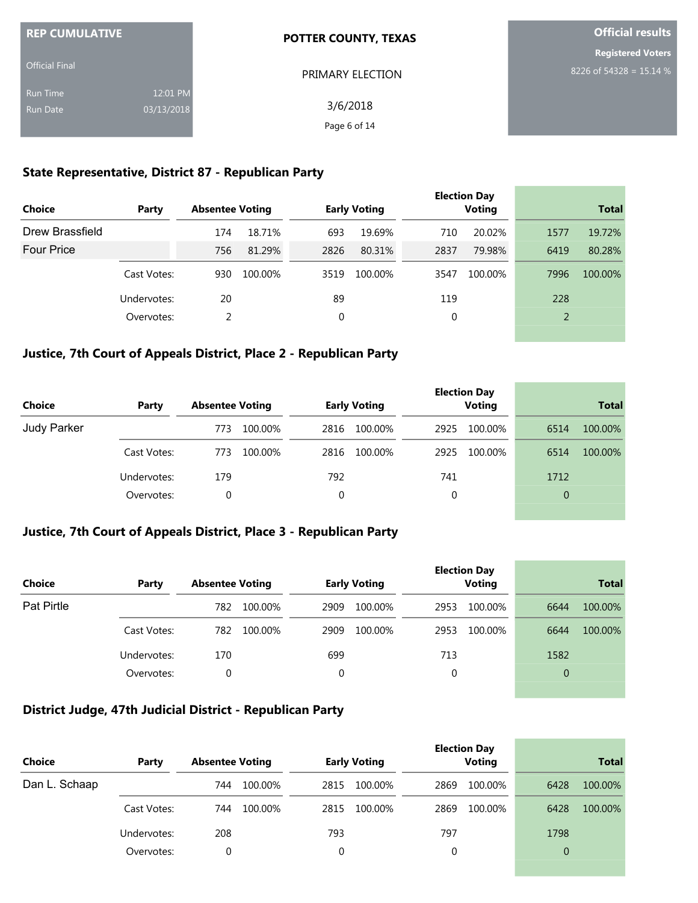**REP CUMULATIVE**

Official Final

Run Time 12:01 PM

Run Date 03/13/2018

**POTTER COUNTY, TEXAS**

PRIMARY ELECTION

3/6/2018

**Official results**

**Registered Voters**

8226 of 54328 = 15.14 %

## State Representative, District 87 - Republican Party

| Choice | Party | Absentee Voting | | Early Voting | | Election Day Voting | | Total | |
|---|---|---|---|---|---|---|---|---|---|
| Drew Brassfield | | 174 | 18.71% | 693 | 19.69% | 710 | 20.02% | 1577 | 19.72% |
| Four Price | | 756 | 81.29% | 2826 | 80.31% | 2837 | 79.98% | 6419 | 80.28% |
| | Cast Votes: | 930 | 100.00% | 3519 | 100.00% | 3547 | 100.00% | 7996 | 100.00% |
| | Undervotes: | 20 | | 89 | | 119 | | 228 | |
| | Overvotes: | 2 | | 0 | | 0 | | 2 | |

## Justice, 7th Court of Appeals District, Place 2 - Republican Party

| Choice | Party | Absentee Voting | | Early Voting | | Election Day Voting | | Total | |
|---|---|---|---|---|---|---|---|---|---|
| Judy Parker | | 773 | 100.00% | 2816 | 100.00% | 2925 | 100.00% | 6514 | 100.00% |
| | Cast Votes: | 773 | 100.00% | 2816 | 100.00% | 2925 | 100.00% | 6514 | 100.00% |
| | Undervotes: | 179 | | 792 | | 741 | | 1712 | |
| | Overvotes: | 0 | | 0 | | 0 | | 0 | |

## Justice, 7th Court of Appeals District, Place 3 - Republican Party

| Choice | Party | Absentee Voting | | Early Voting | | Election Day Voting | | Total | |
|---|---|---|---|---|---|---|---|---|---|
| Pat Pirtle | | 782 | 100.00% | 2909 | 100.00% | 2953 | 100.00% | 6644 | 100.00% |
| | Cast Votes: | 782 | 100.00% | 2909 | 100.00% | 2953 | 100.00% | 6644 | 100.00% |
| | Undervotes: | 170 | | 699 | | 713 | | 1582 | |
| | Overvotes: | 0 | | 0 | | 0 | | 0 | |

## District Judge, 47th Judicial District - Republican Party

| Choice | Party | Absentee Voting | | Early Voting | | Election Day Voting | | Total | |
|---|---|---|---|---|---|---|---|---|---|
| Dan L. Schaap | | 744 | 100.00% | 2815 | 100.00% | 2869 | 100.00% | 6428 | 100.00% |
| | Cast Votes: | 744 | 100.00% | 2815 | 100.00% | 2869 | 100.00% | 6428 | 100.00% |
| | Undervotes: | 208 | | 793 | | 797 | | 1798 | |
| | Overvotes: | 0 | | 0 | | 0 | | 0 | |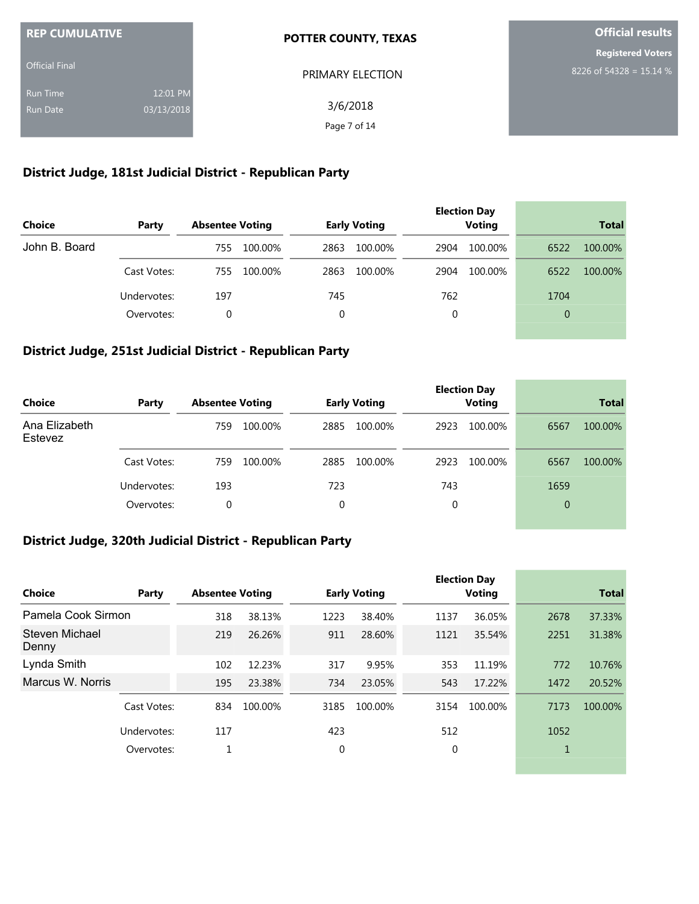REP CUMULATIVE

Official Final

Run Time 12:01 PM
Run Date 03/13/2018

POTTER COUNTY, TEXAS

PRIMARY ELECTION

3/6/2018

Official results

Registered Voters
8226 of 54328 = 15.14 %

## District Judge, 181st Judicial District - Republican Party

| Choice | Party | Absentee Voting | | Early Voting | | Election Day Voting | | Total | |
|---|---|---|---|---|---|---|---|---|---|
| John B. Board | | 755 | 100.00% | 2863 | 100.00% | 2904 | 100.00% | 6522 | 100.00% |
| | Cast Votes: | 755 | 100.00% | 2863 | 100.00% | 2904 | 100.00% | 6522 | 100.00% |
| | Undervotes: | 197 | | 745 | | 762 | | 1704 | |
| | Overvotes: | 0 | | 0 | | 0 | | 0 | |

## District Judge, 251st Judicial District - Republican Party

| Choice | Party | Absentee Voting | | Early Voting | | Election Day Voting | | Total | |
|---|---|---|---|---|---|---|---|---|---|
| Ana Elizabeth Estevez | | 759 | 100.00% | 2885 | 100.00% | 2923 | 100.00% | 6567 | 100.00% |
| | Cast Votes: | 759 | 100.00% | 2885 | 100.00% | 2923 | 100.00% | 6567 | 100.00% |
| | Undervotes: | 193 | | 723 | | 743 | | 1659 | |
| | Overvotes: | 0 | | 0 | | 0 | | 0 | |

## District Judge, 320th Judicial District - Republican Party

| Choice | Party | Absentee Voting | | Early Voting | | Election Day Voting | | Total | |
|---|---|---|---|---|---|---|---|---|---|
| Pamela Cook Sirmon | | 318 | 38.13% | 1223 | 38.40% | 1137 | 36.05% | 2678 | 37.33% |
| Steven Michael Denny | | 219 | 26.26% | 911 | 28.60% | 1121 | 35.54% | 2251 | 31.38% |
| Lynda Smith | | 102 | 12.23% | 317 | 9.95% | 353 | 11.19% | 772 | 10.76% |
| Marcus W. Norris | | 195 | 23.38% | 734 | 23.05% | 543 | 17.22% | 1472 | 20.52% |
| | Cast Votes: | 834 | 100.00% | 3185 | 100.00% | 3154 | 100.00% | 7173 | 100.00% |
| | Undervotes: | 117 | | 423 | | 512 | | 1052 | |
| | Overvotes: | 1 | | 0 | | 0 | | 1 | |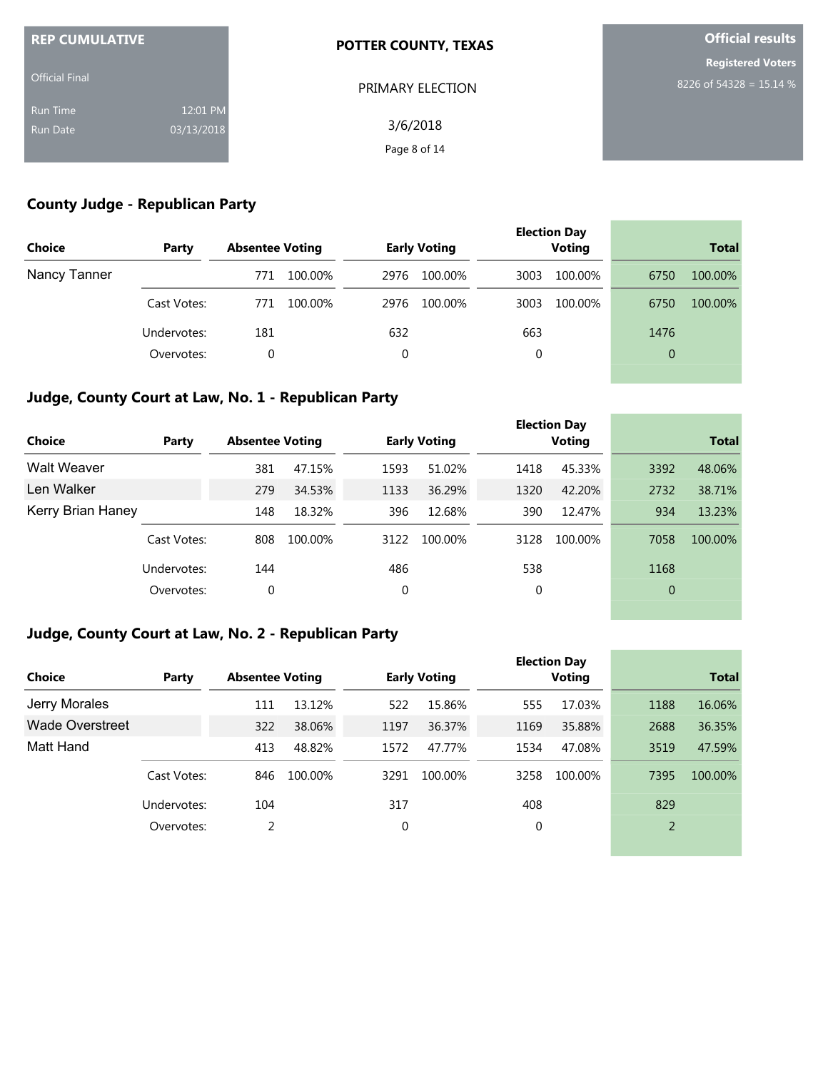REP CUMULATIVE

Official Final

Run Time 12:01 PM
Run Date 03/13/2018

**POTTER COUNTY, TEXAS**

PRIMARY ELECTION

3/6/2018

**Official results**

**Registered Voters**

8226 of 54328 = 15.14 %

## County Judge - Republican Party

| Choice | Party | Absentee Voting | | Early Voting | | Election Day Voting | | Total | |
|---|---|---|---|---|---|---|---|---|---|
| Nancy Tanner | | 771 | 100.00% | 2976 | 100.00% | 3003 | 100.00% | 6750 | 100.00% |
| | Cast Votes: | 771 | 100.00% | 2976 | 100.00% | 3003 | 100.00% | 6750 | 100.00% |
| | Undervotes: | 181 | | 632 | | 663 | | 1476 | |
| | Overvotes: | 0 | | 0 | | 0 | | 0 | |

## Judge, County Court at Law, No. 1 - Republican Party

| Choice | Party | Absentee Voting | | Early Voting | | Election Day Voting | | Total | |
|---|---|---|---|---|---|---|---|---|---|
| Walt Weaver | | 381 | 47.15% | 1593 | 51.02% | 1418 | 45.33% | 3392 | 48.06% |
| Len Walker | | 279 | 34.53% | 1133 | 36.29% | 1320 | 42.20% | 2732 | 38.71% |
| Kerry Brian Haney | | 148 | 18.32% | 396 | 12.68% | 390 | 12.47% | 934 | 13.23% |
| | Cast Votes: | 808 | 100.00% | 3122 | 100.00% | 3128 | 100.00% | 7058 | 100.00% |
| | Undervotes: | 144 | | 486 | | 538 | | 1168 | |
| | Overvotes: | 0 | | 0 | | 0 | | 0 | |

## Judge, County Court at Law, No. 2 - Republican Party

| Choice | Party | Absentee Voting | | Early Voting | | Election Day Voting | | Total | |
|---|---|---|---|---|---|---|---|---|---|
| Jerry Morales | | 111 | 13.12% | 522 | 15.86% | 555 | 17.03% | 1188 | 16.06% |
| Wade Overstreet | | 322 | 38.06% | 1197 | 36.37% | 1169 | 35.88% | 2688 | 36.35% |
| Matt Hand | | 413 | 48.82% | 1572 | 47.77% | 1534 | 47.08% | 3519 | 47.59% |
| | Cast Votes: | 846 | 100.00% | 3291 | 100.00% | 3258 | 100.00% | 7395 | 100.00% |
| | Undervotes: | 104 | | 317 | | 408 | | 829 | |
| | Overvotes: | 2 | | 0 | | 0 | | 2 | |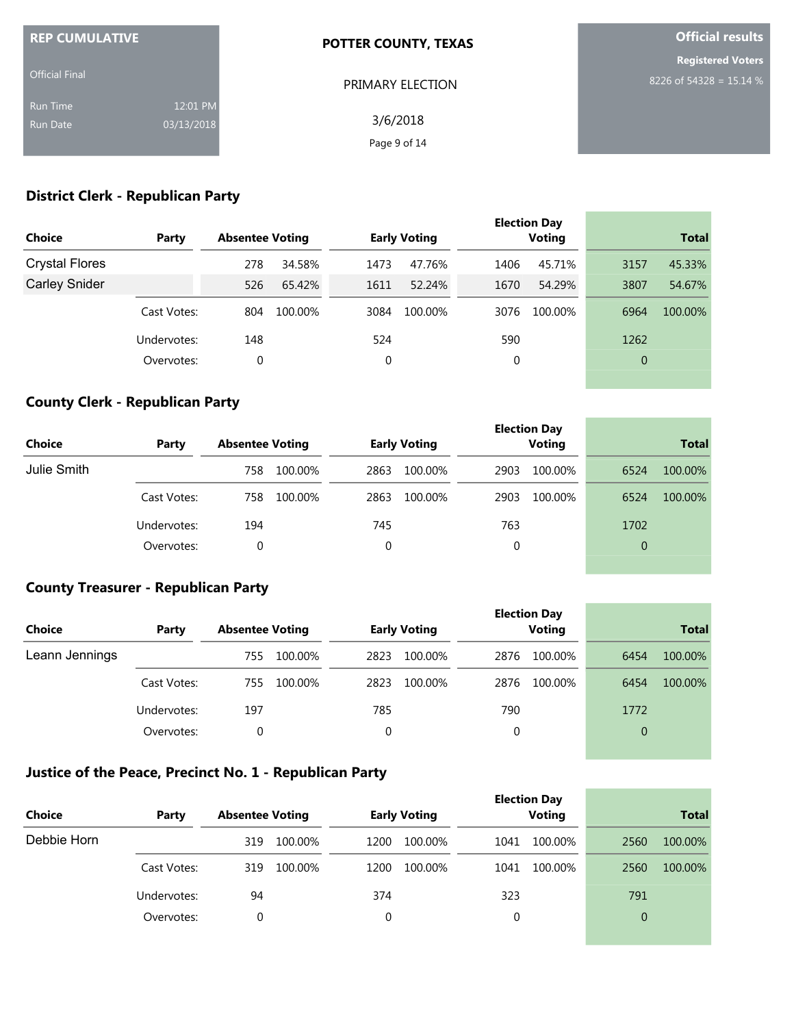REP CUMULATIVE

Official Final

Run Time 12:01 PM

Run Date 03/13/2018

**POTTER COUNTY, TEXAS**

PRIMARY ELECTION

3/6/2018

**Official results**

**Registered Voters**

8226 of 54328 = 15.14 %

## District Clerk - Republican Party

| Choice | Party | Absentee Voting | | Early Voting | | Election Day Voting | | Total | |
|---|---|---|---|---|---|---|---|---|---|
| Crystal Flores | | 278 | 34.58% | 1473 | 47.76% | 1406 | 45.71% | 3157 | 45.33% |
| Carley Snider | | 526 | 65.42% | 1611 | 52.24% | 1670 | 54.29% | 3807 | 54.67% |
| | Cast Votes: | 804 | 100.00% | 3084 | 100.00% | 3076 | 100.00% | 6964 | 100.00% |
| | Undervotes: | 148 | | 524 | | 590 | | 1262 | |
| | Overvotes: | 0 | | 0 | | 0 | | 0 | |

## County Clerk - Republican Party

| Choice | Party | Absentee Voting | | Early Voting | | Election Day Voting | | Total | |
|---|---|---|---|---|---|---|---|---|---|
| Julie Smith | | 758 | 100.00% | 2863 | 100.00% | 2903 | 100.00% | 6524 | 100.00% |
| | Cast Votes: | 758 | 100.00% | 2863 | 100.00% | 2903 | 100.00% | 6524 | 100.00% |
| | Undervotes: | 194 | | 745 | | 763 | | 1702 | |
| | Overvotes: | 0 | | 0 | | 0 | | 0 | |

## County Treasurer - Republican Party

| Choice | Party | Absentee Voting | | Early Voting | | Election Day Voting | | Total | |
|---|---|---|---|---|---|---|---|---|---|
| Leann Jennings | | 755 | 100.00% | 2823 | 100.00% | 2876 | 100.00% | 6454 | 100.00% |
| | Cast Votes: | 755 | 100.00% | 2823 | 100.00% | 2876 | 100.00% | 6454 | 100.00% |
| | Undervotes: | 197 | | 785 | | 790 | | 1772 | |
| | Overvotes: | 0 | | 0 | | 0 | | 0 | |

## Justice of the Peace, Precinct No. 1 - Republican Party

| Choice | Party | Absentee Voting | | Early Voting | | Election Day Voting | | Total | |
|---|---|---|---|---|---|---|---|---|---|
| Debbie Horn | | 319 | 100.00% | 1200 | 100.00% | 1041 | 100.00% | 2560 | 100.00% |
| | Cast Votes: | 319 | 100.00% | 1200 | 100.00% | 1041 | 100.00% | 2560 | 100.00% |
| | Undervotes: | 94 | | 374 | | 323 | | 791 | |
| | Overvotes: | 0 | | 0 | | 0 | | 0 | |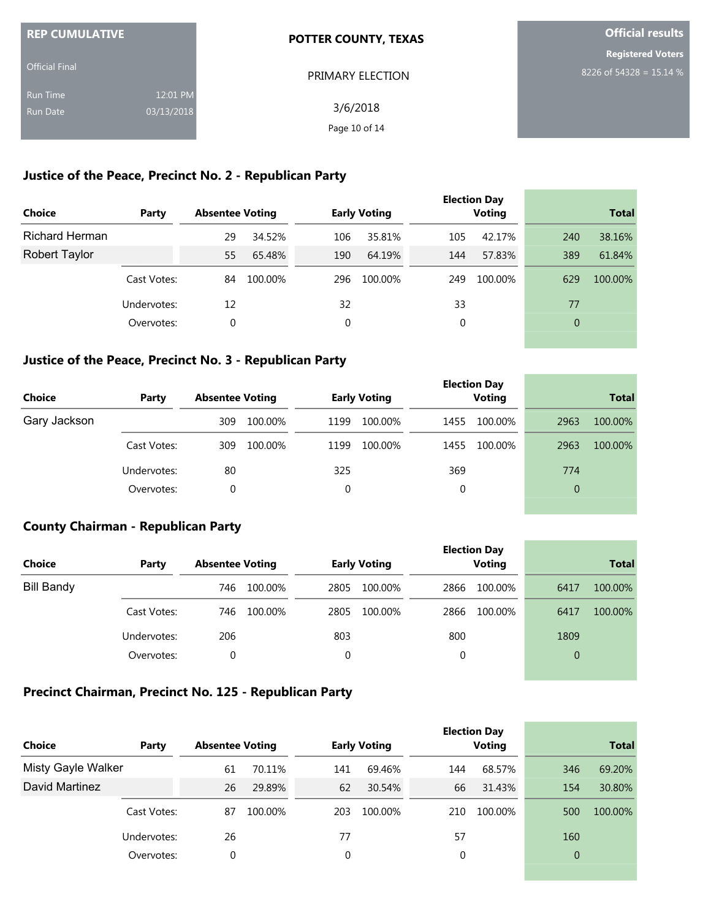**REP CUMULATIVE**

Official Final

Run Time 12:01 PM

Run Date 03/13/2018

**POTTER COUNTY, TEXAS**

PRIMARY ELECTION

3/6/2018

**Official results**

**Registered Voters**

8226 of 54328 = 15.14 %

## Justice of the Peace, Precinct No. 2 - Republican Party

| Choice | Party | Absentee Voting | | Early Voting | | Election Day Voting | | Total | |
|---|---|---|---|---|---|---|---|---|---|
| Richard Herman | | 29 | 34.52% | 106 | 35.81% | 105 | 42.17% | 240 | 38.16% |
| Robert Taylor | | 55 | 65.48% | 190 | 64.19% | 144 | 57.83% | 389 | 61.84% |
| | Cast Votes: | 84 | 100.00% | 296 | 100.00% | 249 | 100.00% | 629 | 100.00% |
| | Undervotes: | 12 | | 32 | | 33 | | 77 | |
| | Overvotes: | 0 | | 0 | | 0 | | 0 | |

## Justice of the Peace, Precinct No. 3 - Republican Party

| Choice | Party | Absentee Voting | | Early Voting | | Election Day Voting | | Total | |
|---|---|---|---|---|---|---|---|---|---|
| Gary Jackson | | 309 | 100.00% | 1199 | 100.00% | 1455 | 100.00% | 2963 | 100.00% |
| | Cast Votes: | 309 | 100.00% | 1199 | 100.00% | 1455 | 100.00% | 2963 | 100.00% |
| | Undervotes: | 80 | | 325 | | 369 | | 774 | |
| | Overvotes: | 0 | | 0 | | 0 | | 0 | |

## County Chairman - Republican Party

| Choice | Party | Absentee Voting | | Early Voting | | Election Day Voting | | Total | |
|---|---|---|---|---|---|---|---|---|---|
| Bill Bandy | | 746 | 100.00% | 2805 | 100.00% | 2866 | 100.00% | 6417 | 100.00% |
| | Cast Votes: | 746 | 100.00% | 2805 | 100.00% | 2866 | 100.00% | 6417 | 100.00% |
| | Undervotes: | 206 | | 803 | | 800 | | 1809 | |
| | Overvotes: | 0 | | 0 | | 0 | | 0 | |

## Precinct Chairman, Precinct No. 125 - Republican Party

| Choice | Party | Absentee Voting | | Early Voting | | Election Day Voting | | Total | |
|---|---|---|---|---|---|---|---|---|---|
| Misty Gayle Walker | | 61 | 70.11% | 141 | 69.46% | 144 | 68.57% | 346 | 69.20% |
| David Martinez | | 26 | 29.89% | 62 | 30.54% | 66 | 31.43% | 154 | 30.80% |
| | Cast Votes: | 87 | 100.00% | 203 | 100.00% | 210 | 100.00% | 500 | 100.00% |
| | Undervotes: | 26 | | 77 | | 57 | | 160 | |
| | Overvotes: | 0 | | 0 | | 0 | | 0 | |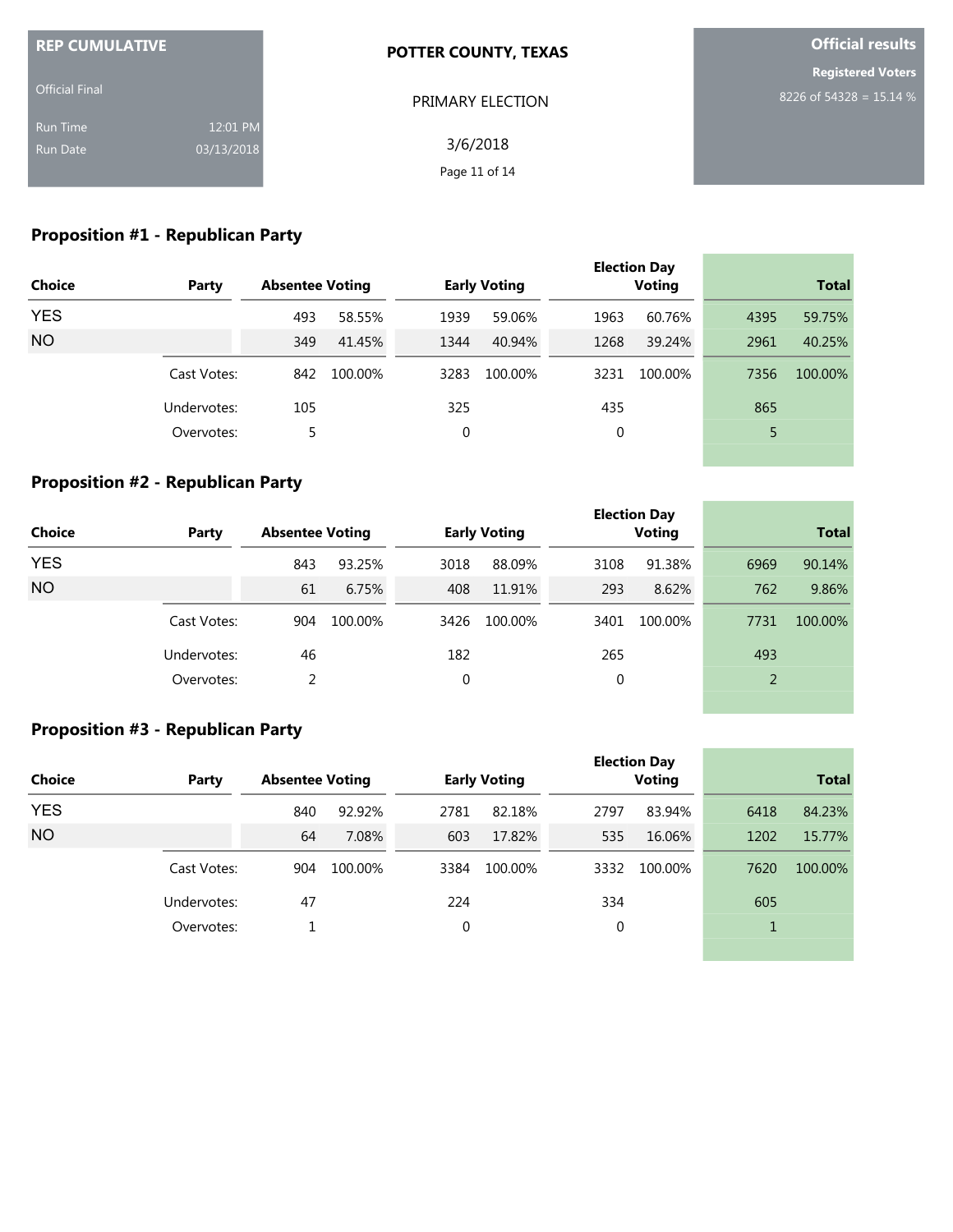**REP CUMULATIVE**

Official Final

Run Time 12:01 PM
Run Date 03/13/2018

**POTTER COUNTY, TEXAS**

PRIMARY ELECTION

3/6/2018

**Official results**

**Registered Voters**

8226 of 54328 = 15.14 %

## Proposition #1 - Republican Party

| Choice | Party | Absentee Voting | | Early Voting | | Election Day Voting | | Total | |
|---|---|---|---|---|---|---|---|---|---|
| YES | | 493 | 58.55% | 1939 | 59.06% | 1963 | 60.76% | 4395 | 59.75% |
| NO | | 349 | 41.45% | 1344 | 40.94% | 1268 | 39.24% | 2961 | 40.25% |
| | Cast Votes: | 842 | 100.00% | 3283 | 100.00% | 3231 | 100.00% | 7356 | 100.00% |
| | Undervotes: | 105 | | 325 | | 435 | | 865 | |
| | Overvotes: | 5 | | 0 | | 0 | | 5 | |

## Proposition #2 - Republican Party

| Choice | Party | Absentee Voting | | Early Voting | | Election Day Voting | | Total | |
|---|---|---|---|---|---|---|---|---|---|
| YES | | 843 | 93.25% | 3018 | 88.09% | 3108 | 91.38% | 6969 | 90.14% |
| NO | | 61 | 6.75% | 408 | 11.91% | 293 | 8.62% | 762 | 9.86% |
| | Cast Votes: | 904 | 100.00% | 3426 | 100.00% | 3401 | 100.00% | 7731 | 100.00% |
| | Undervotes: | 46 | | 182 | | 265 | | 493 | |
| | Overvotes: | 2 | | 0 | | 0 | | 2 | |

## Proposition #3 - Republican Party

| Choice | Party | Absentee Voting | | Early Voting | | Election Day Voting | | Total | |
|---|---|---|---|---|---|---|---|---|---|
| YES | | 840 | 92.92% | 2781 | 82.18% | 2797 | 83.94% | 6418 | 84.23% |
| NO | | 64 | 7.08% | 603 | 17.82% | 535 | 16.06% | 1202 | 15.77% |
| | Cast Votes: | 904 | 100.00% | 3384 | 100.00% | 3332 | 100.00% | 7620 | 100.00% |
| | Undervotes: | 47 | | 224 | | 334 | | 605 | |
| | Overvotes: | 1 | | 0 | | 0 | | 1 | |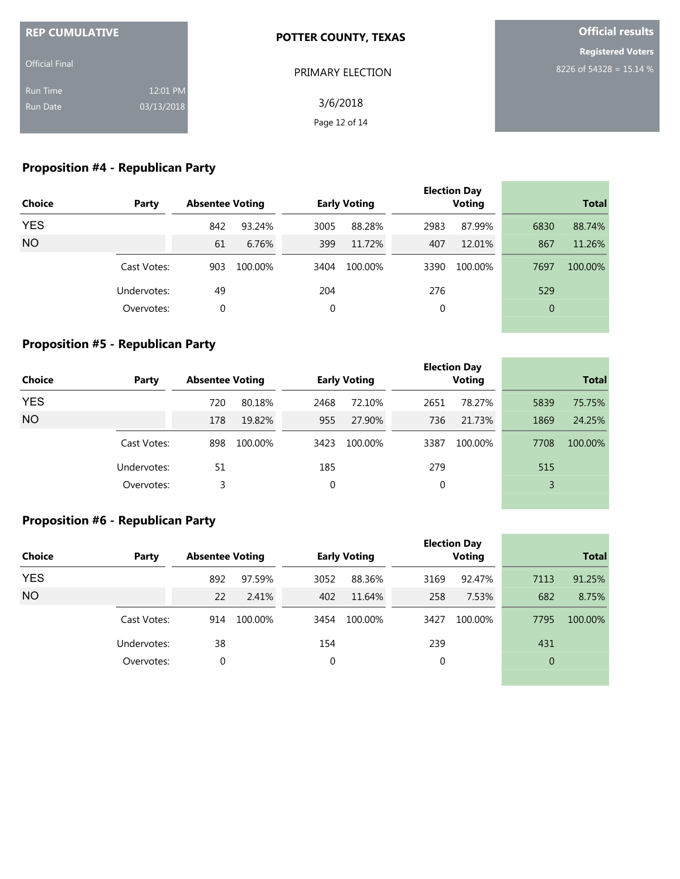**REP CUMULATIVE**

Official Final

Run Time 12:01 PM

Run Date 03/13/2018

**POTTER COUNTY, TEXAS**

PRIMARY ELECTION

3/6/2018

**Official results**

**Registered Voters**

8226 of 54328 = 15.14 %

## Proposition #4 - Republican Party

| Choice | Party | Absentee Voting | | Early Voting | | Election Day Voting | | Total | |
|---|---|---|---|---|---|---|---|---|---|
| YES | | 842 | 93.24% | 3005 | 88.28% | 2983 | 87.99% | 6830 | 88.74% |
| NO | | 61 | 6.76% | 399 | 11.72% | 407 | 12.01% | 867 | 11.26% |
| | Cast Votes: | 903 | 100.00% | 3404 | 100.00% | 3390 | 100.00% | 7697 | 100.00% |
| | Undervotes: | 49 | | 204 | | 276 | | 529 | |
| | Overvotes: | 0 | | 0 | | 0 | | 0 | |

## Proposition #5 - Republican Party

| Choice | Party | Absentee Voting | | Early Voting | | Election Day Voting | | Total | |
|---|---|---|---|---|---|---|---|---|---|
| YES | | 720 | 80.18% | 2468 | 72.10% | 2651 | 78.27% | 5839 | 75.75% |
| NO | | 178 | 19.82% | 955 | 27.90% | 736 | 21.73% | 1869 | 24.25% |
| | Cast Votes: | 898 | 100.00% | 3423 | 100.00% | 3387 | 100.00% | 7708 | 100.00% |
| | Undervotes: | 51 | | 185 | | 279 | | 515 | |
| | Overvotes: | 3 | | 0 | | 0 | | 3 | |

## Proposition #6 - Republican Party

| Choice | Party | Absentee Voting | | Early Voting | | Election Day Voting | | Total | |
|---|---|---|---|---|---|---|---|---|---|
| YES | | 892 | 97.59% | 3052 | 88.36% | 3169 | 92.47% | 7113 | 91.25% |
| NO | | 22 | 2.41% | 402 | 11.64% | 258 | 7.53% | 682 | 8.75% |
| | Cast Votes: | 914 | 100.00% | 3454 | 100.00% | 3427 | 100.00% | 7795 | 100.00% |
| | Undervotes: | 38 | | 154 | | 239 | | 431 | |
| | Overvotes: | 0 | | 0 | | 0 | | 0 | |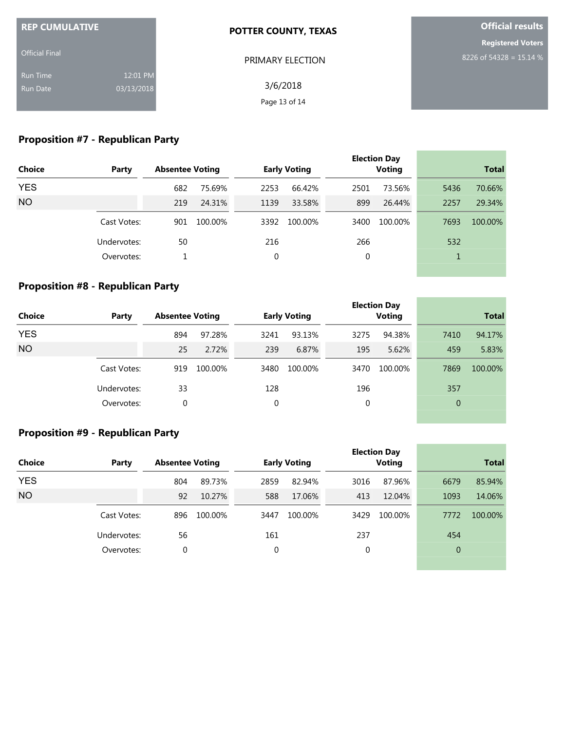**REP CUMULATIVE**

Official Final

Run Time 12:01 PM
Run Date 03/13/2018

**POTTER COUNTY, TEXAS**

PRIMARY ELECTION

3/6/2018

**Official results**

**Registered Voters**

8226 of 54328 = 15.14 %

## Proposition #7 - Republican Party

| Choice | Party | Absentee Voting | | Early Voting | | Election Day Voting | | Total | |
|---|---|---|---|---|---|---|---|---|---|
| YES | | 682 | 75.69% | 2253 | 66.42% | 2501 | 73.56% | 5436 | 70.66% |
| NO | | 219 | 24.31% | 1139 | 33.58% | 899 | 26.44% | 2257 | 29.34% |
| | Cast Votes: | 901 | 100.00% | 3392 | 100.00% | 3400 | 100.00% | 7693 | 100.00% |
| | Undervotes: | 50 | | 216 | | 266 | | 532 | |
| | Overvotes: | 1 | | 0 | | 0 | | 1 | |

## Proposition #8 - Republican Party

| Choice | Party | Absentee Voting | | Early Voting | | Election Day Voting | | Total | |
|---|---|---|---|---|---|---|---|---|---|
| YES | | 894 | 97.28% | 3241 | 93.13% | 3275 | 94.38% | 7410 | 94.17% |
| NO | | 25 | 2.72% | 239 | 6.87% | 195 | 5.62% | 459 | 5.83% |
| | Cast Votes: | 919 | 100.00% | 3480 | 100.00% | 3470 | 100.00% | 7869 | 100.00% |
| | Undervotes: | 33 | | 128 | | 196 | | 357 | |
| | Overvotes: | 0 | | 0 | | 0 | | 0 | |

## Proposition #9 - Republican Party

| Choice | Party | Absentee Voting | | Early Voting | | Election Day Voting | | Total | |
|---|---|---|---|---|---|---|---|---|---|
| YES | | 804 | 89.73% | 2859 | 82.94% | 3016 | 87.96% | 6679 | 85.94% |
| NO | | 92 | 10.27% | 588 | 17.06% | 413 | 12.04% | 1093 | 14.06% |
| | Cast Votes: | 896 | 100.00% | 3447 | 100.00% | 3429 | 100.00% | 7772 | 100.00% |
| | Undervotes: | 56 | | 161 | | 237 | | 454 | |
| | Overvotes: | 0 | | 0 | | 0 | | 0 | |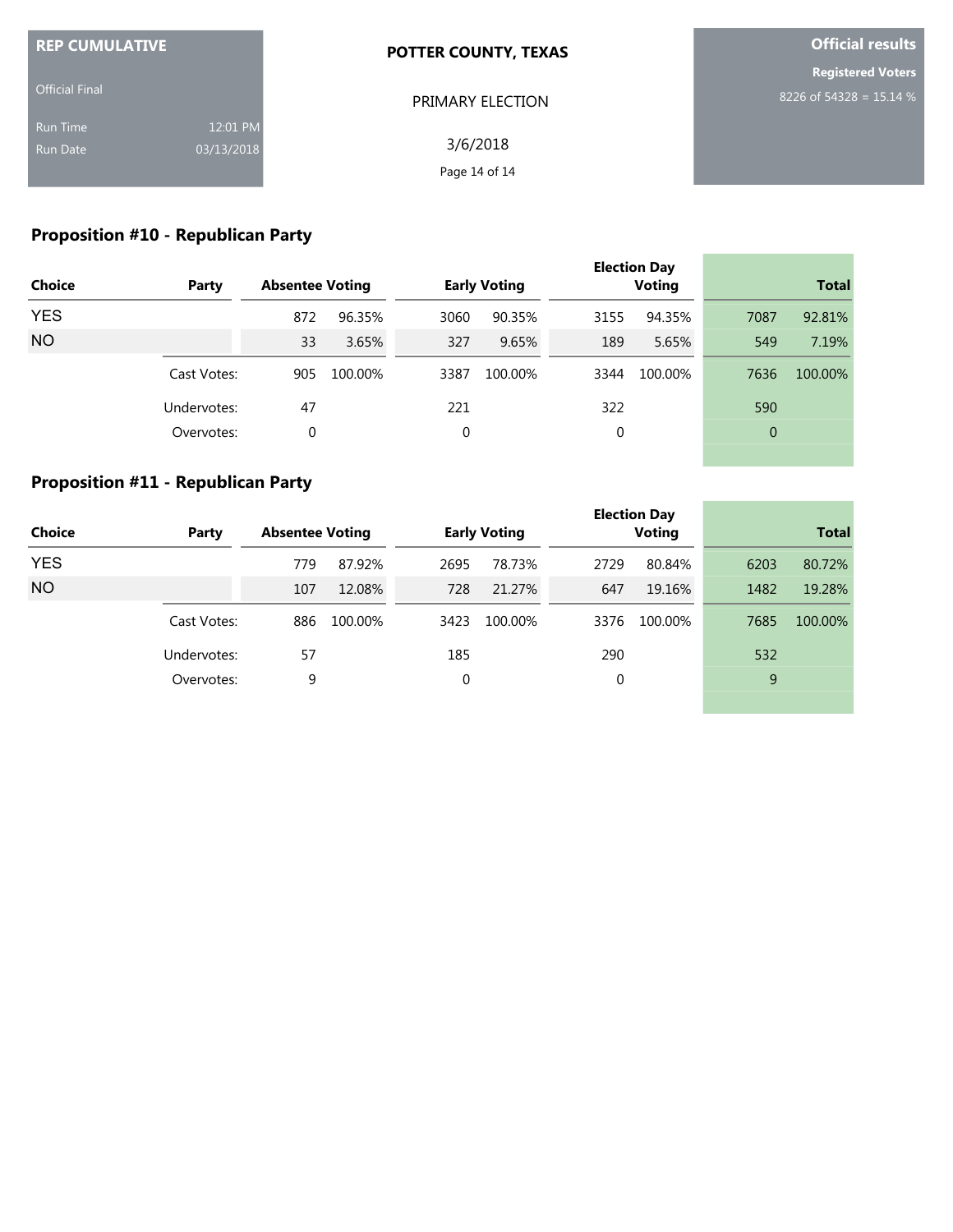REP CUMULATIVE

Official Final

Run Time 12:01 PM

Run Date 03/13/2018

POTTER COUNTY, TEXAS

PRIMARY ELECTION

3/6/2018

Official results

Registered Voters

8226 of 54328 = 15.14 %

## Proposition #10 - Republican Party

| Choice | Party | Absentee Voting | | Early Voting | | Election Day Voting | | Total | |
|---|---|---|---|---|---|---|---|---|---|
| YES | | 872 | 96.35% | 3060 | 90.35% | 3155 | 94.35% | 7087 | 92.81% |
| NO | | 33 | 3.65% | 327 | 9.65% | 189 | 5.65% | 549 | 7.19% |
| | Cast Votes: | 905 | 100.00% | 3387 | 100.00% | 3344 | 100.00% | 7636 | 100.00% |
| | Undervotes: | 47 | | 221 | | 322 | | 590 | |
| | Overvotes: | 0 | | 0 | | 0 | | 0 | |

## Proposition #11 - Republican Party

| Choice | Party | Absentee Voting | | Early Voting | | Election Day Voting | | Total | |
|---|---|---|---|---|---|---|---|---|---|
| YES | | 779 | 87.92% | 2695 | 78.73% | 2729 | 80.84% | 6203 | 80.72% |
| NO | | 107 | 12.08% | 728 | 21.27% | 647 | 19.16% | 1482 | 19.28% |
| | Cast Votes: | 886 | 100.00% | 3423 | 100.00% | 3376 | 100.00% | 7685 | 100.00% |
| | Undervotes: | 57 | | 185 | | 290 | | 532 | |
| | Overvotes: | 9 | | 0 | | 0 | | 9 | |